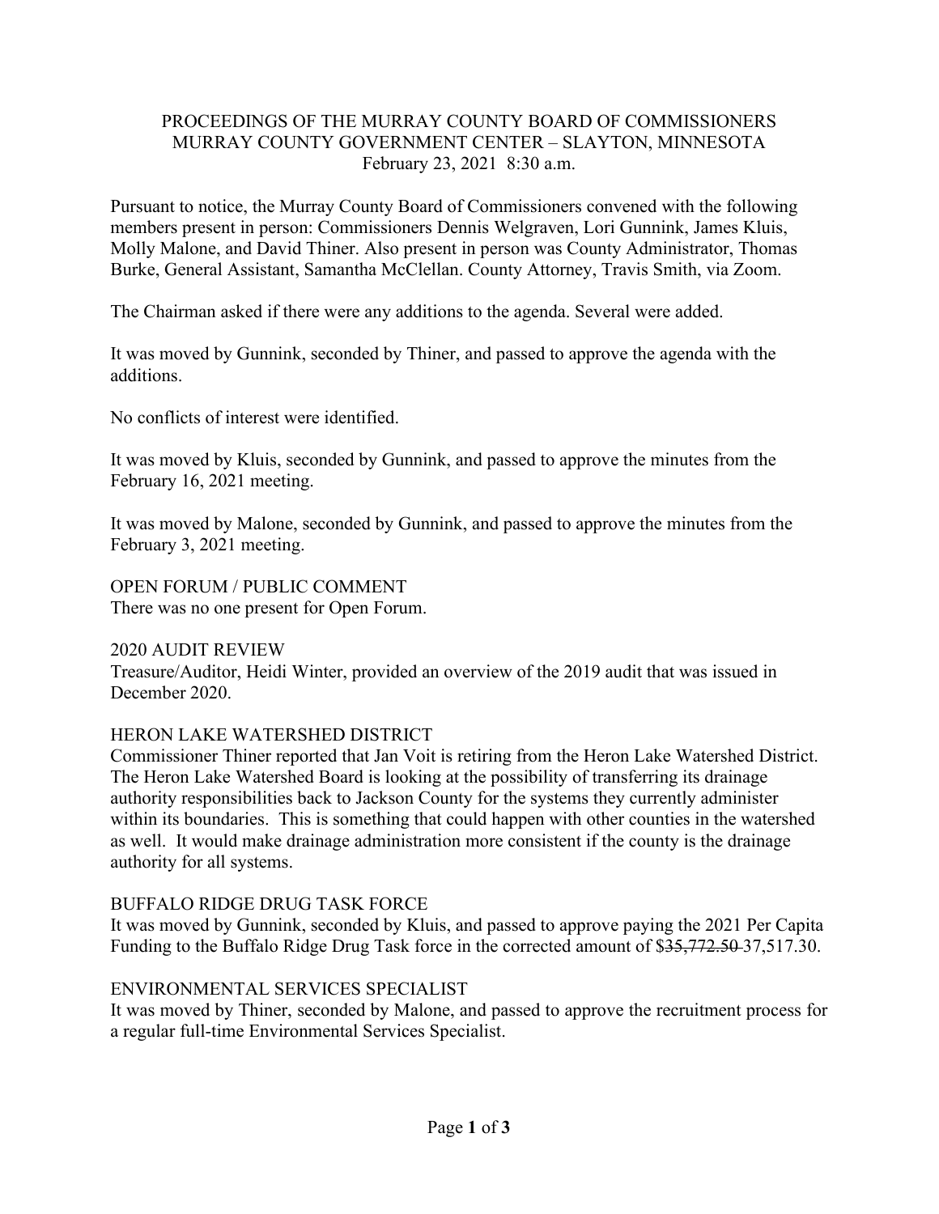PROCEEDINGS OF THE MURRAY COUNTY BOARD OF COMMISSIONERS
MURRAY COUNTY GOVERNMENT CENTER – SLAYTON, MINNESOTA
February 23, 2021 8:30 a.m.

Pursuant to notice, the Murray County Board of Commissioners convened with the following members present in person: Commissioners Dennis Welgraven, Lori Gunnink, James Kluis, Molly Malone, and David Thiner. Also present in person was County Administrator, Thomas Burke, General Assistant, Samantha McClellan. County Attorney, Travis Smith, via Zoom.

The Chairman asked if there were any additions to the agenda. Several were added.

It was moved by Gunnink, seconded by Thiner, and passed to approve the agenda with the additions.

No conflicts of interest were identified.

It was moved by Kluis, seconded by Gunnink, and passed to approve the minutes from the February 16, 2021 meeting.

It was moved by Malone, seconded by Gunnink, and passed to approve the minutes from the February 3, 2021 meeting.

OPEN FORUM / PUBLIC COMMENT
There was no one present for Open Forum.

2020 AUDIT REVIEW
Treasure/Auditor, Heidi Winter, provided an overview of the 2019 audit that was issued in December 2020.

HERON LAKE WATERSHED DISTRICT
Commissioner Thiner reported that Jan Voit is retiring from the Heron Lake Watershed District. The Heron Lake Watershed Board is looking at the possibility of transferring its drainage authority responsibilities back to Jackson County for the systems they currently administer within its boundaries. This is something that could happen with other counties in the watershed as well. It would make drainage administration more consistent if the county is the drainage authority for all systems.

BUFFALO RIDGE DRUG TASK FORCE
It was moved by Gunnink, seconded by Kluis, and passed to approve paying the 2021 Per Capita Funding to the Buffalo Ridge Drug Task force in the corrected amount of $~~35,772.50~~ 37,517.30.

ENVIRONMENTAL SERVICES SPECIALIST
It was moved by Thiner, seconded by Malone, and passed to approve the recruitment process for a regular full-time Environmental Services Specialist.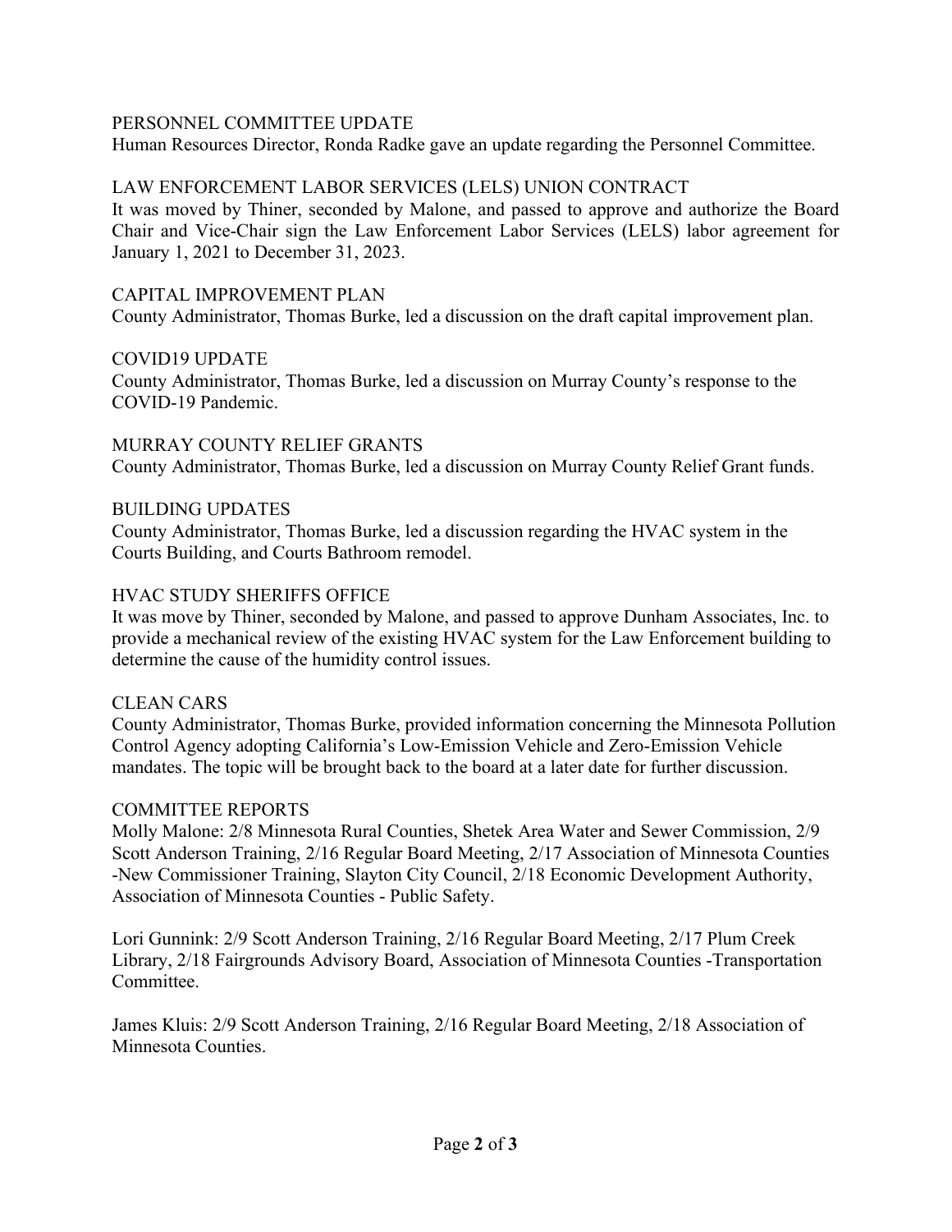PERSONNEL COMMITTEE UPDATE
Human Resources Director, Ronda Radke gave an update regarding the Personnel Committee.

LAW ENFORCEMENT LABOR SERVICES (LELS) UNION CONTRACT
It was moved by Thiner, seconded by Malone, and passed to approve and authorize the Board Chair and Vice-Chair sign the Law Enforcement Labor Services (LELS) labor agreement for January 1, 2021 to December 31, 2023.

CAPITAL IMPROVEMENT PLAN
County Administrator, Thomas Burke, led a discussion on the draft capital improvement plan.

COVID19 UPDATE
County Administrator, Thomas Burke, led a discussion on Murray County's response to the COVID-19 Pandemic.

MURRAY COUNTY RELIEF GRANTS
County Administrator, Thomas Burke, led a discussion on Murray County Relief Grant funds.

BUILDING UPDATES
County Administrator, Thomas Burke, led a discussion regarding the HVAC system in the Courts Building, and Courts Bathroom remodel.

HVAC STUDY SHERIFFS OFFICE
It was move by Thiner, seconded by Malone, and passed to approve Dunham Associates, Inc. to provide a mechanical review of the existing HVAC system for the Law Enforcement building to determine the cause of the humidity control issues.

CLEAN CARS
County Administrator, Thomas Burke, provided information concerning the Minnesota Pollution Control Agency adopting California's Low-Emission Vehicle and Zero-Emission Vehicle mandates. The topic will be brought back to the board at a later date for further discussion.

COMMITTEE REPORTS
Molly Malone: 2/8 Minnesota Rural Counties, Shetek Area Water and Sewer Commission, 2/9 Scott Anderson Training, 2/16 Regular Board Meeting, 2/17 Association of Minnesota Counties -New Commissioner Training, Slayton City Council, 2/18 Economic Development Authority, Association of Minnesota Counties - Public Safety.

Lori Gunnink: 2/9 Scott Anderson Training, 2/16 Regular Board Meeting, 2/17 Plum Creek Library, 2/18 Fairgrounds Advisory Board, Association of Minnesota Counties -Transportation Committee.

James Kluis: 2/9 Scott Anderson Training, 2/16 Regular Board Meeting, 2/18 Association of Minnesota Counties.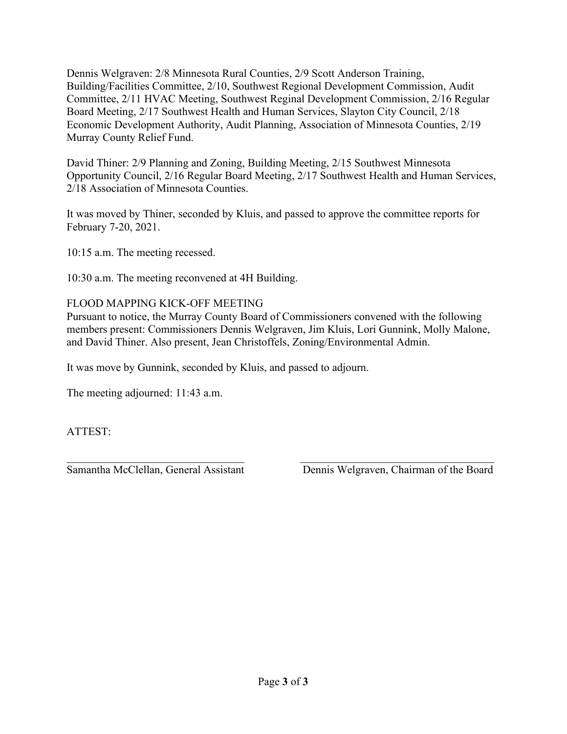Dennis Welgraven: 2/8 Minnesota Rural Counties, 2/9 Scott Anderson Training, Building/Facilities Committee, 2/10, Southwest Regional Development Commission, Audit Committee, 2/11 HVAC Meeting, Southwest Reginal Development Commission, 2/16 Regular Board Meeting, 2/17 Southwest Health and Human Services, Slayton City Council, 2/18 Economic Development Authority, Audit Planning, Association of Minnesota Counties, 2/19 Murray County Relief Fund.

David Thiner: 2/9 Planning and Zoning, Building Meeting, 2/15 Southwest Minnesota Opportunity Council, 2/16 Regular Board Meeting, 2/17 Southwest Health and Human Services, 2/18 Association of Minnesota Counties.

It was moved by Thiner, seconded by Kluis, and passed to approve the committee reports for February 7-20, 2021.

10:15 a.m. The meeting recessed.

10:30 a.m. The meeting reconvened at 4H Building.

FLOOD MAPPING KICK-OFF MEETING

Pursuant to notice, the Murray County Board of Commissioners convened with the following members present: Commissioners Dennis Welgraven, Jim Kluis, Lori Gunnink, Molly Malone, and David Thiner. Also present, Jean Christoffels, Zoning/Environmental Admin.

It was move by Gunnink, seconded by Kluis, and passed to adjourn.

The meeting adjourned: 11:43 a.m.

ATTEST:

\_\_\_\_\_\_\_\_\_\_\_\_\_\_\_\_\_\_\_\_\_\_\_\_\_\_\_\_\_\_\_\_\_\_\_\_ \_\_\_\_\_\_\_\_\_\_\_\_\_\_\_\_\_\_\_\_\_\_\_\_\_\_\_\_\_\_\_\_\_\_\_\_\_\_\_\_

Samantha McClellan, General Assistant Dennis Welgraven, Chairman of the Board